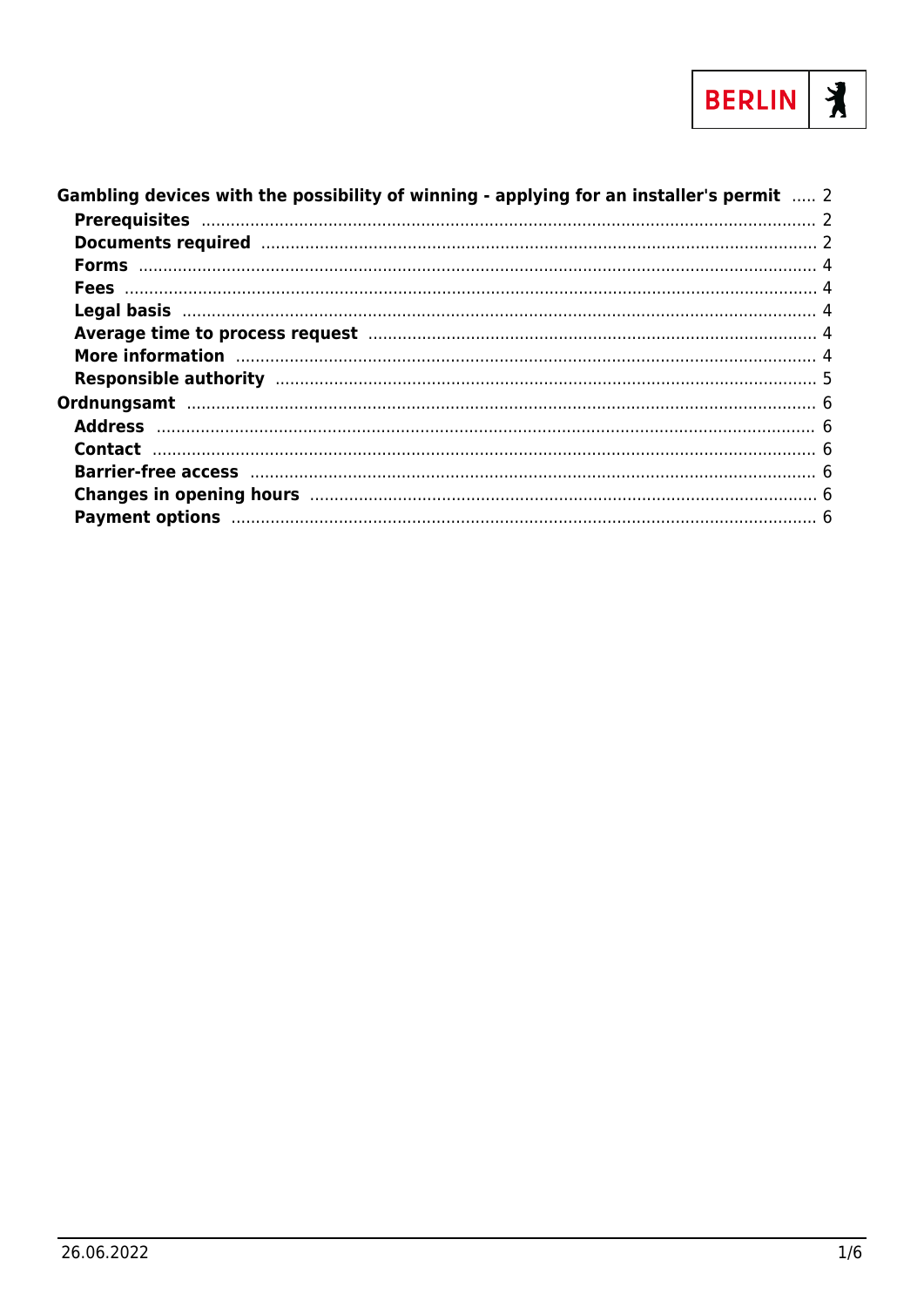Gambling devices with the possibility of winning - applying for an installer's permit ..... 2

- Prerequisites ..... 2
- Documents required ..... 2
- Forms ..... 4
- Fees ..... 4
- Legal basis ..... 4
- Average time to process request ..... 4
- More information ..... 4
- Responsible authority ..... 5

Ordnungsamt ..... 6

- Address ..... 6
- Contact ..... 6
- Barrier-free access ..... 6
- Changes in opening hours ..... 6
- Payment options ..... 6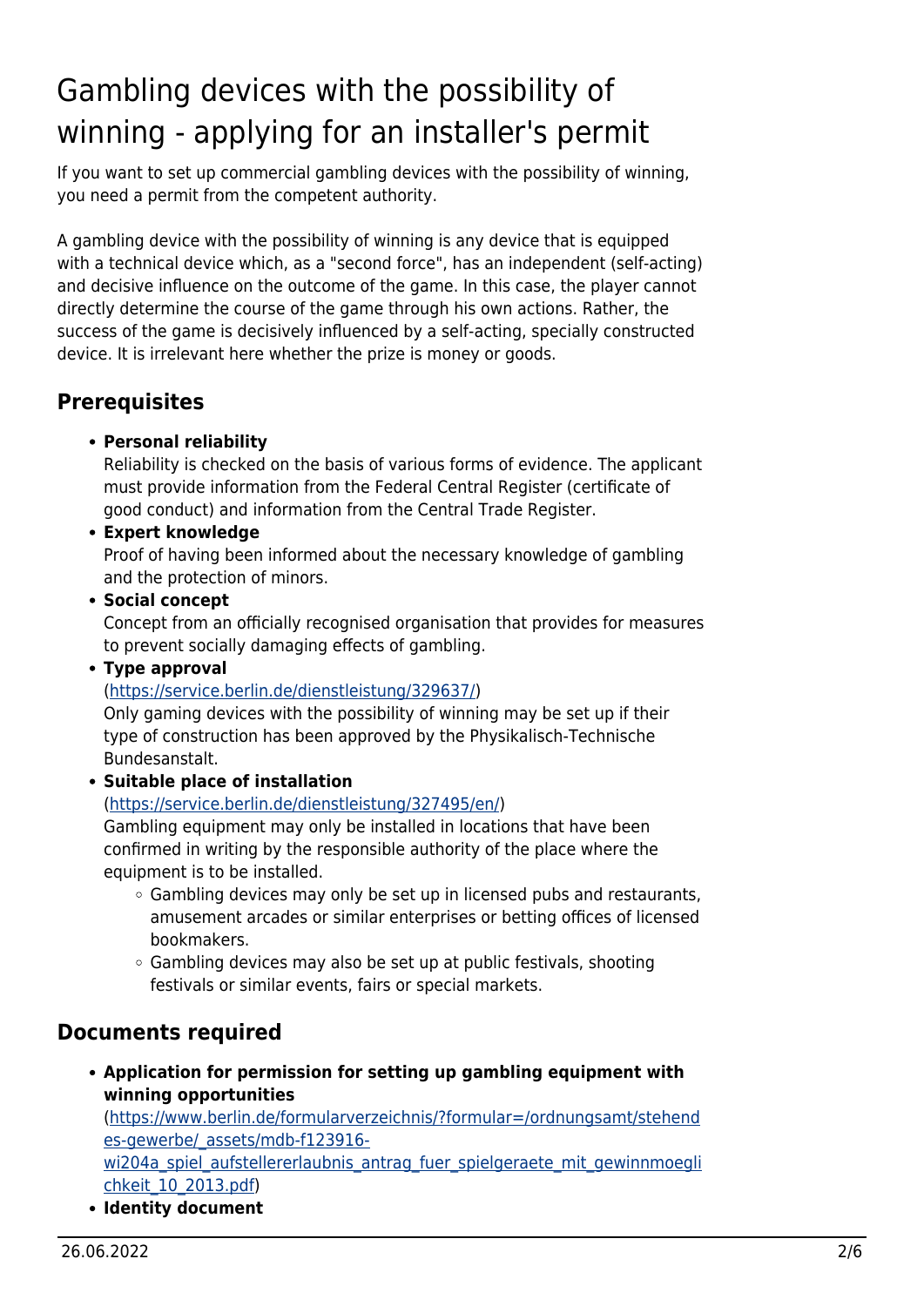# Gambling devices with the possibility of winning - applying for an installer's permit

If you want to set up commercial gambling devices with the possibility of winning, you need a permit from the competent authority.

A gambling device with the possibility of winning is any device that is equipped with a technical device which, as a "second force", has an independent (self-acting) and decisive influence on the outcome of the game. In this case, the player cannot directly determine the course of the game through his own actions. Rather, the success of the game is decisively influenced by a self-acting, specially constructed device. It is irrelevant here whether the prize is money or goods.

## Prerequisites

- **Personal reliability**
  Reliability is checked on the basis of various forms of evidence. The applicant must provide information from the Federal Central Register (certificate of good conduct) and information from the Central Trade Register.
- **Expert knowledge**
  Proof of having been informed about the necessary knowledge of gambling and the protection of minors.
- **Social concept**
  Concept from an officially recognised organisation that provides for measures to prevent socially damaging effects of gambling.
- **Type approval**
  (https://service.berlin.de/dienstleistung/329637/)
  Only gaming devices with the possibility of winning may be set up if their type of construction has been approved by the Physikalisch-Technische Bundesanstalt.
- **Suitable place of installation**
  (https://service.berlin.de/dienstleistung/327495/en/)
  Gambling equipment may only be installed in locations that have been confirmed in writing by the responsible authority of the place where the equipment is to be installed.
  - Gambling devices may only be set up in licensed pubs and restaurants, amusement arcades or similar enterprises or betting offices of licensed bookmakers.
  - Gambling devices may also be set up at public festivals, shooting festivals or similar events, fairs or special markets.

## Documents required

- **Application for permission for setting up gambling equipment with winning opportunities**
  (https://www.berlin.de/formularverzeichnis/?formular=/ordnungsamt/stehendes-gewerbe/_assets/mdb-f123916-wi204a_spiel_aufstellererlaubnis_antrag_fuer_spielgeraete_mit_gewinnmoeglichkeit_10_2013.pdf)
- **Identity document**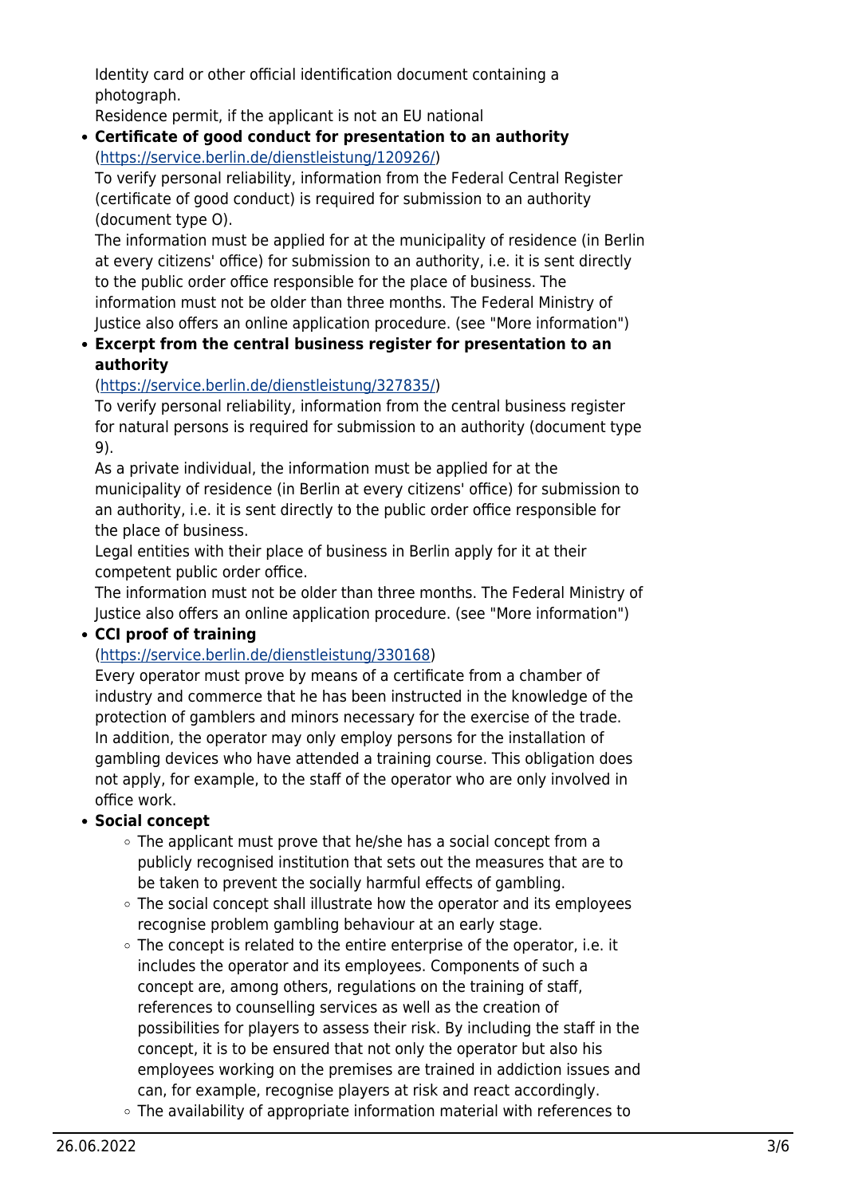Identity card or other official identification document containing a photograph.
Residence permit, if the applicant is not an EU national

- **Certificate of good conduct for presentation to an authority** (https://service.berlin.de/dienstleistung/120926/)
  To verify personal reliability, information from the Federal Central Register (certificate of good conduct) is required for submission to an authority (document type O).
  The information must be applied for at the municipality of residence (in Berlin at every citizens' office) for submission to an authority, i.e. it is sent directly to the public order office responsible for the place of business. The information must not be older than three months. The Federal Ministry of Justice also offers an online application procedure. (see "More information")
- **Excerpt from the central business register for presentation to an authority**
  (https://service.berlin.de/dienstleistung/327835/)
  To verify personal reliability, information from the central business register for natural persons is required for submission to an authority (document type 9).
  As a private individual, the information must be applied for at the municipality of residence (in Berlin at every citizens' office) for submission to an authority, i.e. it is sent directly to the public order office responsible for the place of business.
  Legal entities with their place of business in Berlin apply for it at their competent public order office.
  The information must not be older than three months. The Federal Ministry of Justice also offers an online application procedure. (see "More information")
- **CCI proof of training**
  (https://service.berlin.de/dienstleistung/330168)
  Every operator must prove by means of a certificate from a chamber of industry and commerce that he has been instructed in the knowledge of the protection of gamblers and minors necessary for the exercise of the trade. In addition, the operator may only employ persons for the installation of gambling devices who have attended a training course. This obligation does not apply, for example, to the staff of the operator who are only involved in office work.
- **Social concept**
  - The applicant must prove that he/she has a social concept from a publicly recognised institution that sets out the measures that are to be taken to prevent the socially harmful effects of gambling.
  - The social concept shall illustrate how the operator and its employees recognise problem gambling behaviour at an early stage.
  - The concept is related to the entire enterprise of the operator, i.e. it includes the operator and its employees. Components of such a concept are, among others, regulations on the training of staff, references to counselling services as well as the creation of possibilities for players to assess their risk. By including the staff in the concept, it is to be ensured that not only the operator but also his employees working on the premises are trained in addiction issues and can, for example, recognise players at risk and react accordingly.
  - The availability of appropriate information material with references to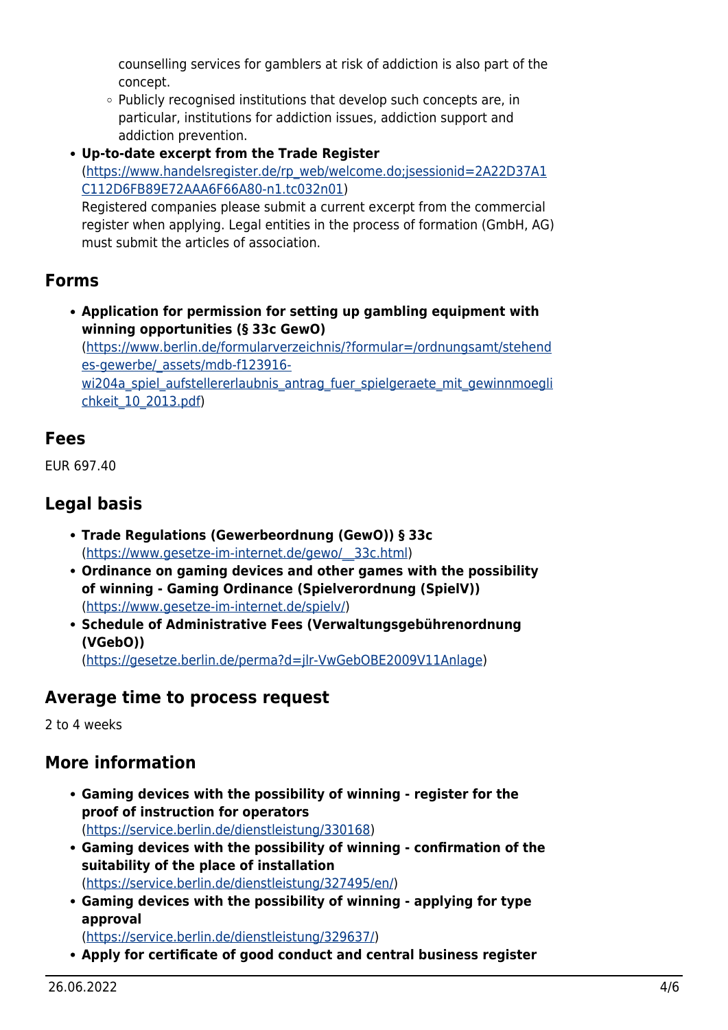counselling services for gamblers at risk of addiction is also part of the concept.
  - Publicly recognised institutions that develop such concepts are, in particular, institutions for addiction issues, addiction support and addiction prevention.
- **Up-to-date excerpt from the Trade Register** (https://www.handelsregister.de/rp_web/welcome.do;jsessionid=2A22D37A1C112D6FB89E72AAA6F66A80-n1.tc032n01)
  Registered companies please submit a current excerpt from the commercial register when applying. Legal entities in the process of formation (GmbH, AG) must submit the articles of association.

## Forms

- **Application for permission for setting up gambling equipment with winning opportunities (§ 33c GewO)** (https://www.berlin.de/formularverzeichnis/?formular=/ordnungsamt/stehendes-gewerbe/_assets/mdb-f123916-wi204a_spiel_aufstellererlaubnis_antrag_fuer_spielgeraete_mit_gewinnmoeglichkeit_10_2013.pdf)

## Fees

EUR 697.40

## Legal basis

- **Trade Regulations (Gewerbeordnung (GewO)) § 33c** (https://www.gesetze-im-internet.de/gewo/__33c.html)
- **Ordinance on gaming devices and other games with the possibility of winning - Gaming Ordinance (Spielverordnung (SpielV))** (https://www.gesetze-im-internet.de/spielv/)
- **Schedule of Administrative Fees (Verwaltungsgebührenordnung (VGebO))** (https://gesetze.berlin.de/perma?d=jlr-VwGebOBE2009V11Anlage)

## Average time to process request

2 to 4 weeks

## More information

- **Gaming devices with the possibility of winning - register for the proof of instruction for operators** (https://service.berlin.de/dienstleistung/330168)
- **Gaming devices with the possibility of winning - confirmation of the suitability of the place of installation** (https://service.berlin.de/dienstleistung/327495/en/)
- **Gaming devices with the possibility of winning - applying for type approval** (https://service.berlin.de/dienstleistung/329637/)
- **Apply for certificate of good conduct and central business register**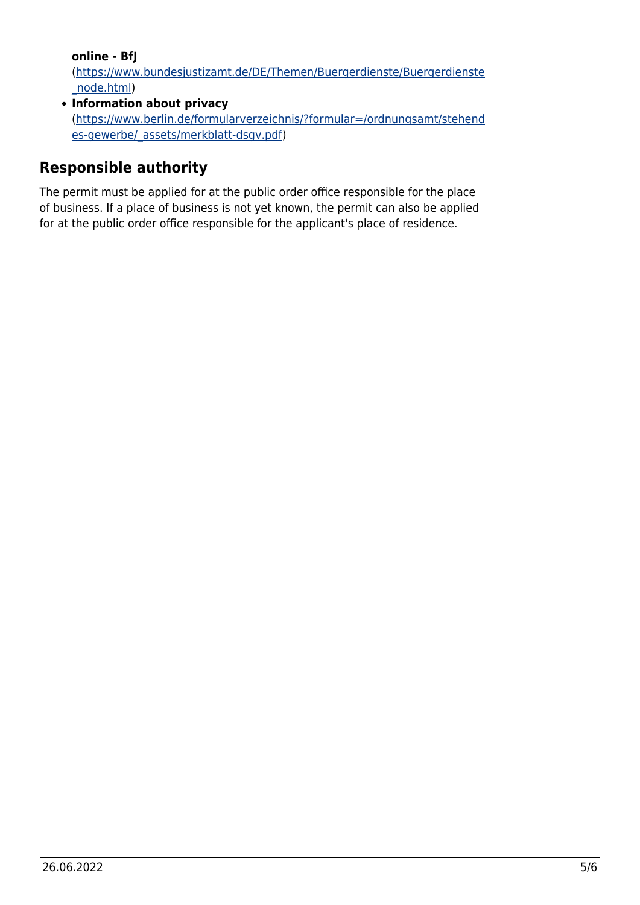**online - BfJ**
(https://www.bundesjustizamt.de/DE/Themen/Buergerdienste/Buergerdienste_node.html)
- **Information about privacy**
(https://www.berlin.de/formularverzeichnis/?formular=/ordnungsamt/stehendes-gewerbe/_assets/merkblatt-dsgv.pdf)

## Responsible authority

The permit must be applied for at the public order office responsible for the place of business. If a place of business is not yet known, the permit can also be applied for at the public order office responsible for the applicant's place of residence.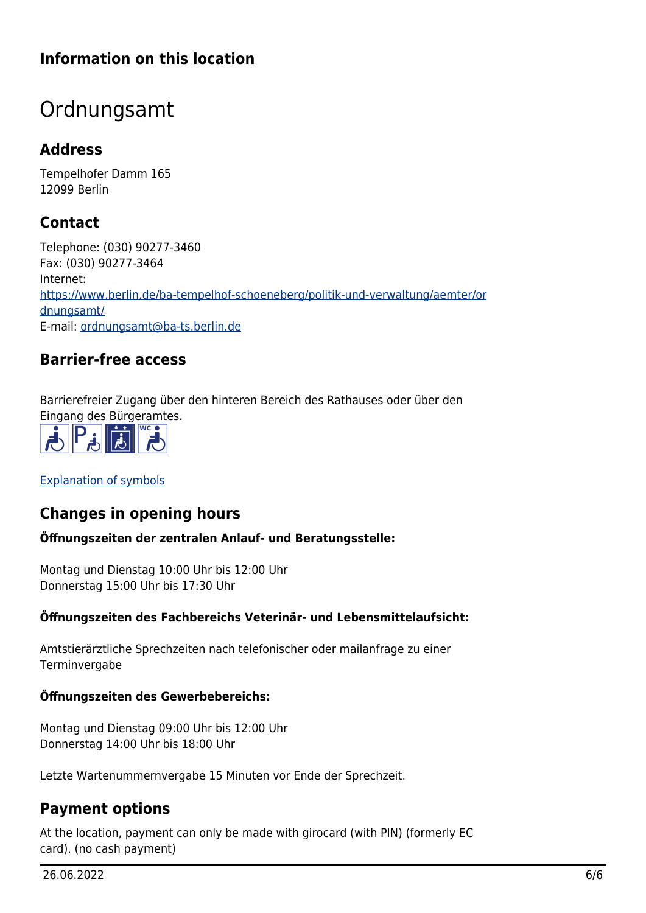## Information on this location

# Ordnungsamt

## Address

Tempelhofer Damm 165
12099 Berlin

## Contact

Telephone: (030) 90277-3460
Fax: (030) 90277-3464
Internet:
https://www.berlin.de/ba-tempelhof-schoeneberg/politik-und-verwaltung/aemter/ordnungsamt/
E-mail: ordnungsamt@ba-ts.berlin.de

## Barrier-free access

Barrierefreier Zugang über den hinteren Bereich des Rathauses oder über den Eingang des Bürgeramtes.

Explanation of symbols

## Changes in opening hours

**Öffnungszeiten der zentralen Anlauf- und Beratungsstelle:**

Montag und Dienstag 10:00 Uhr bis 12:00 Uhr
Donnerstag 15:00 Uhr bis 17:30 Uhr

**Öffnungszeiten des Fachbereichs Veterinär- und Lebensmittelaufsicht:**

Amtstierärztliche Sprechzeiten nach telefonischer oder mailanfrage zu einer Terminvergabe

**Öffnungszeiten des Gewerbebereichs:**

Montag und Dienstag 09:00 Uhr bis 12:00 Uhr
Donnerstag 14:00 Uhr bis 18:00 Uhr

Letzte Wartenummernvergabe 15 Minuten vor Ende der Sprechzeit.

## Payment options

At the location, payment can only be made with girocard (with PIN) (formerly EC card). (no cash payment)

26.06.2022